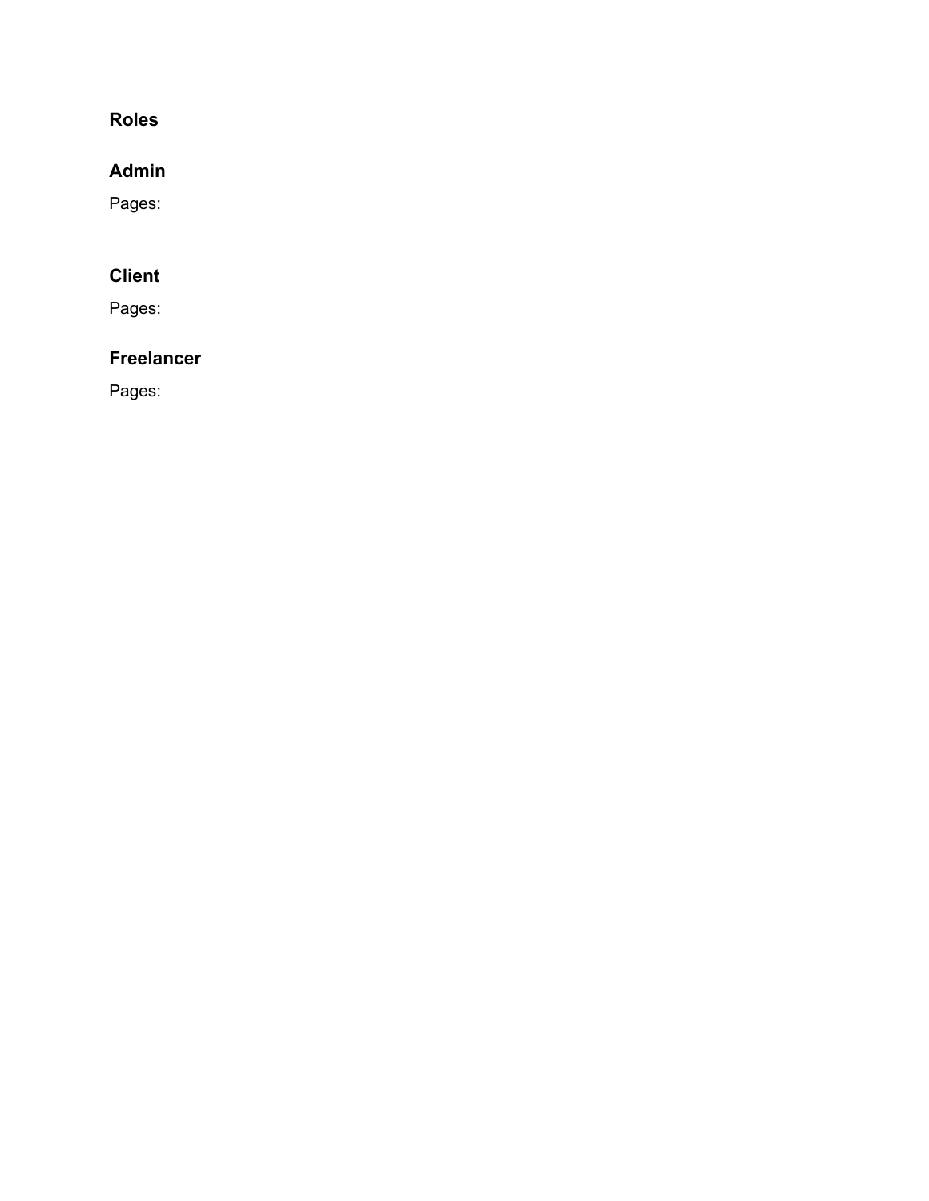## Roles

### Admin

Pages:

### Client

Pages:

### Freelancer

Pages: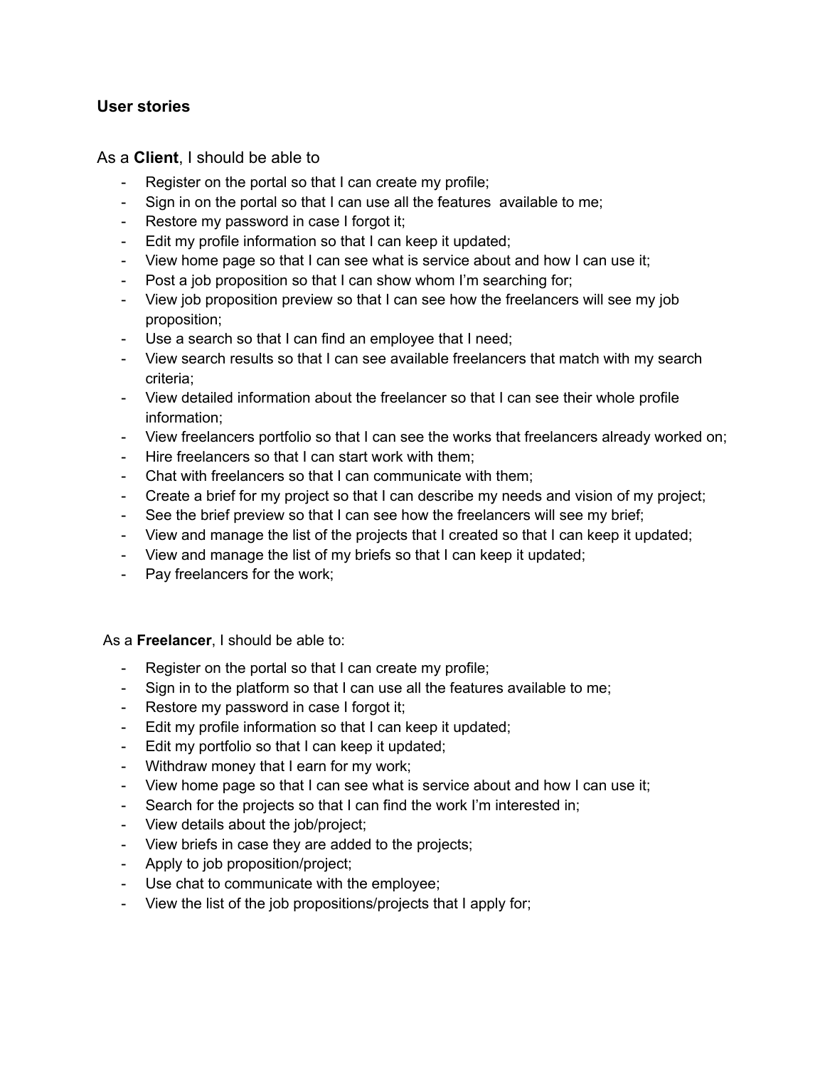### User stories

As a **Client**, I should be able to

- Register on the portal so that I can create my profile;
- Sign in on the portal so that I can use all the features available to me;
- Restore my password in case I forgot it;
- Edit my profile information so that I can keep it updated;
- View home page so that I can see what is service about and how I can use it;
- Post a job proposition so that I can show whom I'm searching for;
- View job proposition preview so that I can see how the freelancers will see my job proposition;
- Use a search so that I can find an employee that I need;
- View search results so that I can see available freelancers that match with my search criteria;
- View detailed information about the freelancer so that I can see their whole profile information;
- View freelancers portfolio so that I can see the works that freelancers already worked on;
- Hire freelancers so that I can start work with them;
- Chat with freelancers so that I can communicate with them;
- Create a brief for my project so that I can describe my needs and vision of my project;
- See the brief preview so that I can see how the freelancers will see my brief;
- View and manage the list of the projects that I created so that I can keep it updated;
- View and manage the list of my briefs so that I can keep it updated;
- Pay freelancers for the work;

As a **Freelancer**, I should be able to:

- Register on the portal so that I can create my profile;
- Sign in to the platform so that I can use all the features available to me;
- Restore my password in case I forgot it;
- Edit my profile information so that I can keep it updated;
- Edit my portfolio so that I can keep it updated;
- Withdraw money that I earn for my work;
- View home page so that I can see what is service about and how I can use it;
- Search for the projects so that I can find the work I'm interested in;
- View details about the job/project;
- View briefs in case they are added to the projects;
- Apply to job proposition/project;
- Use chat to communicate with the employee;
- View the list of the job propositions/projects that I apply for;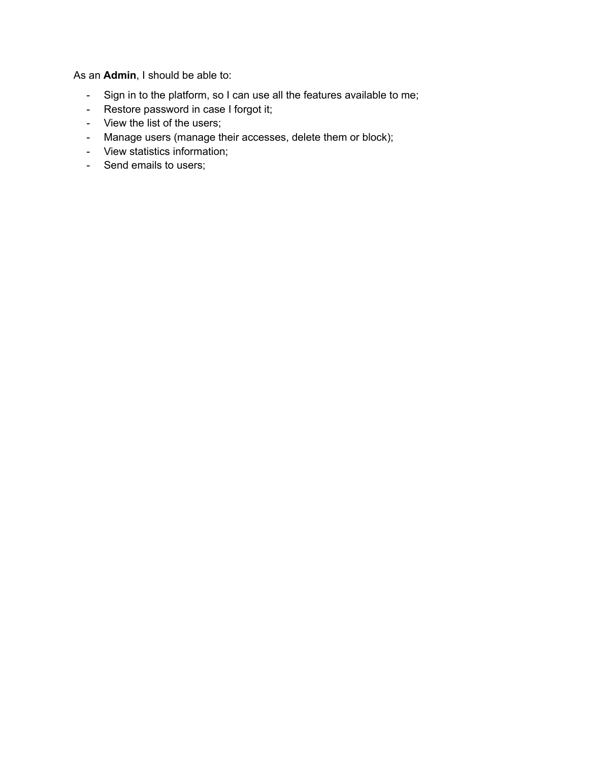As an **Admin**, I should be able to:

- Sign in to the platform, so I can use all the features available to me;
- Restore password in case I forgot it;
- View the list of the users;
- Manage users (manage their accesses, delete them or block);
- View statistics information;
- Send emails to users;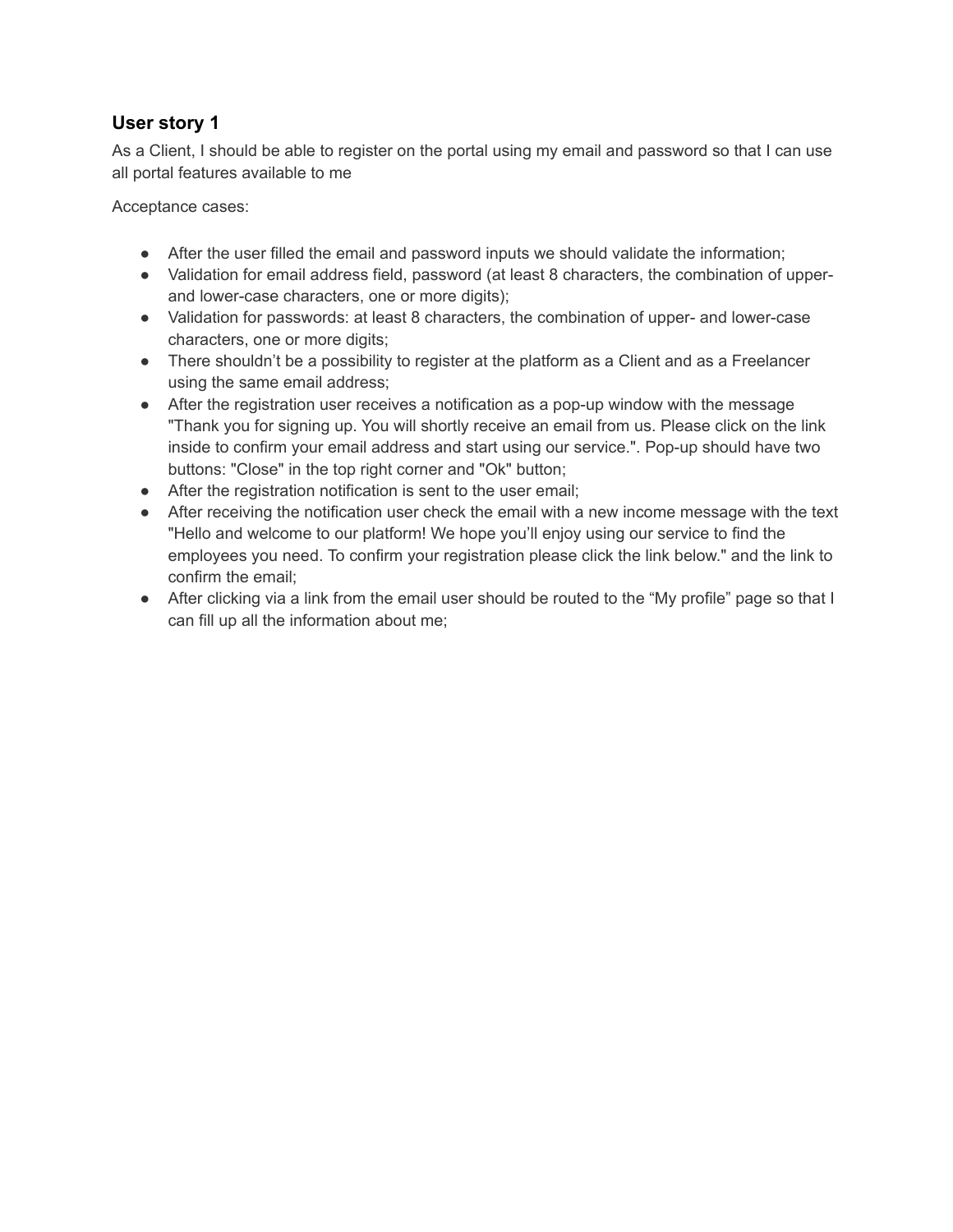### User story 1

As a Client, I should be able to register on the portal using my email and password so that I can use all portal features available to me

Acceptance cases:

- After the user filled the email and password inputs we should validate the information;
- Validation for email address field, password (at least 8 characters, the combination of upper- and lower-case characters, one or more digits);
- Validation for passwords: at least 8 characters, the combination of upper- and lower-case characters, one or more digits;
- There shouldn't be a possibility to register at the platform as a Client and as a Freelancer using the same email address;
- After the registration user receives a notification as a pop-up window with the message "Thank you for signing up. You will shortly receive an email from us. Please click on the link inside to confirm your email address and start using our service.". Pop-up should have two buttons: "Close" in the top right corner and "Ok" button;
- After the registration notification is sent to the user email;
- After receiving the notification user check the email with a new income message with the text "Hello and welcome to our platform! We hope you'll enjoy using our service to find the employees you need. To confirm your registration please click the link below." and the link to confirm the email;
- After clicking via a link from the email user should be routed to the "My profile" page so that I can fill up all the information about me;